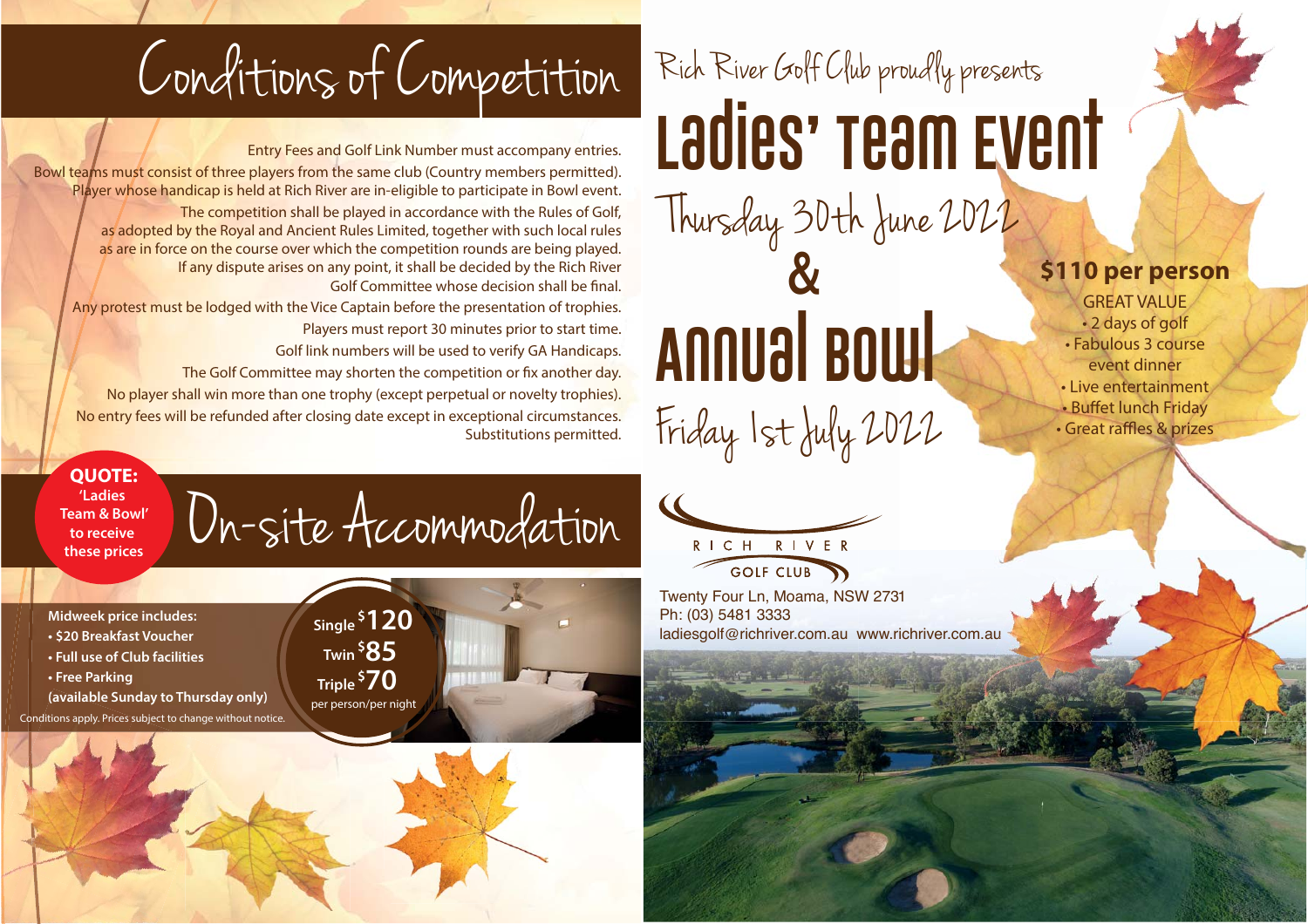# Conditions of Competition

Entry Fees and Golf Link Number must accompany entries.

Bowl teams must consist of three players from the same club (Country members permitted).

Player whose handicap is held at Rich River are in-eligible to participate in Bowl event.

The competition shall be played in accordance with the Rules of Golf, as adopted by the Royal and Ancient Rules Limited, together with such local rules as are in force on the course over which the competition rounds are being played.

If any dispute arises on any point, it shall be decided by the Rich River Golf Committee whose decision shall be final.

Any protest must be lodged with the Vice Captain before the presentation of trophies.

Players must report 30 minutes prior to start time.

Golf link numbers will be used to verify GA Handicaps.

The Golf Committee may shorten the competition or fix another day.

No player shall win more than one trophy (except perpetual or novelty trophies).

No entry fees will be refunded after closing date except in exceptional circumstances. Substitutions permitted.

**QUOTE: 'Ladies Team & Bowl' to receive these prices**

# On-site Accommodation

**Midweek price includes:**

- **$20 Breakfast Voucher**
- **Full use of Club facilities**
- **Free Parking**

**(available Sunday to Thursday only)**

Conditions apply. Prices subject to change without notice.

**Single $120**
**Twin $85**
**Triple $70**
per person/per night

Rich River Golf Club proudly presents

# Ladies' Team Event

## Thursday 30th June 2022

## &

# Annual Bowl

## Friday 1st July 2022

**$110 per person**

GREAT VALUE

- 2 days of golf
- Fabulous 3 course event dinner
- Live entertainment
- Buffet lunch Friday
- Great raffles & prizes

RICH RIVER GOLF CLUB

Twenty Four Ln, Moama, NSW 2731
Ph: (03) 5481 3333
ladiesgolf@richriver.com.au www.richriver.com.au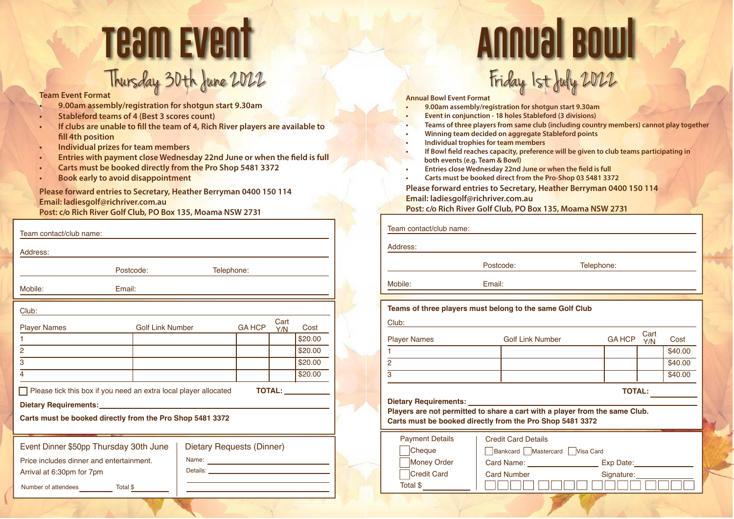# Team Event

## Thursday 30th June 2022

**Team Event Format**

- **9.00am assembly/registration for shotgun start 9.30am**
- **Stableford teams of 4 (Best 3 scores count)**
- **If clubs are unable to fill the team of 4, Rich River players are available to fill 4th position**
- **Individual prizes for team members**
- **Entries with payment close Wednesday 22nd June or when the field is full**
- **Carts must be booked directly from the Pro Shop 5481 3372**
- **Book early to avoid disappointment**

**Please forward entries to Secretary, Heather Berryman 0400 150 114**
**Email: ladiesgolf@richriver.com.au**
**Post: c/o Rich River Golf Club, PO Box 135, Moama NSW 2731**

Team contact/club name: ____________________

Address: ____________________

Postcode: __________ Telephone: __________

Mobile: __________ Email: __________

Club: ____________________

| Player Names | Golf Link Number | GA HCP | Cart Y/N | Cost |
|---|---|---|---|---|
| 1 | | | | $20.00 |
| 2 | | | | $20.00 |
| 3 | | | | $20.00 |
| 4 | | | | $20.00 |

☐ Please tick this box if you need an extra local player allocated **TOTAL:** __________

**Dietary Requirements:** ____________________

**Carts must be booked directly from the Pro Shop 5481 3372**

Event Dinner $50pp Thursday 30th June
Price includes dinner and entertainment.
Arrival at 6:30pm for 7pm
Number of attendees __________ Total $ __________

Dietary Requests (Dinner)
Name: ____________________
Details: ____________________

# Annual Bowl

## Friday 1st July 2022

**Annual Bowl Event Format**

- **9.00am assembly/registration for shotgun start 9.30am**
- **Event in conjunction - 18 holes Stableford (3 divisions)**
- **Teams of three players from same club (including country members) cannot play together**
- **Winning team decided on aggregate Stableford points**
- **Individual trophies for team members**
- **If Bowl field reaches capacity, preference will be given to club teams participating in both events (e.g. Team & Bowl)**
- **Entries close Wednesday 22nd June or when the field is full**
- **Carts must be booked direct from the Pro-Shop 03 5481 3372**

**Please forward entries to Secretary, Heather Berryman 0400 150 114**
**Email: ladiesgolf@richriver.com.au**
**Post: c/o Rich River Golf Club, PO Box 135, Moama NSW 2731**

Team contact/club name: ____________________

Address: ____________________

Postcode: __________ Telephone: __________

Mobile: __________ Email: __________

**Teams of three players must belong to the same Golf Club**

Club: ____________________

| Player Names | Golf Link Number | GA HCP | Cart Y/N | Cost |
|---|---|---|---|---|
| 1 | | | | $40.00 |
| 2 | | | | $40.00 |
| 3 | | | | $40.00 |

**TOTAL:** __________

**Dietary Requirements:** ____________________

**Players are not permitted to share a cart with a player from the same Club.**
**Carts must be booked directly from the Pro Shop 5481 3372**

Payment Details
☐ Cheque
☐ Money Order
☐ Credit Card
Total $ __________

Credit Card Details
☐ Bankcard ☐ Mastercard ☐ Visa Card
Card Name: __________ Exp Date: __________
Card Number ☐☐☐☐ ☐☐☐☐ ☐☐☐☐ ☐☐☐☐ Signature: __________